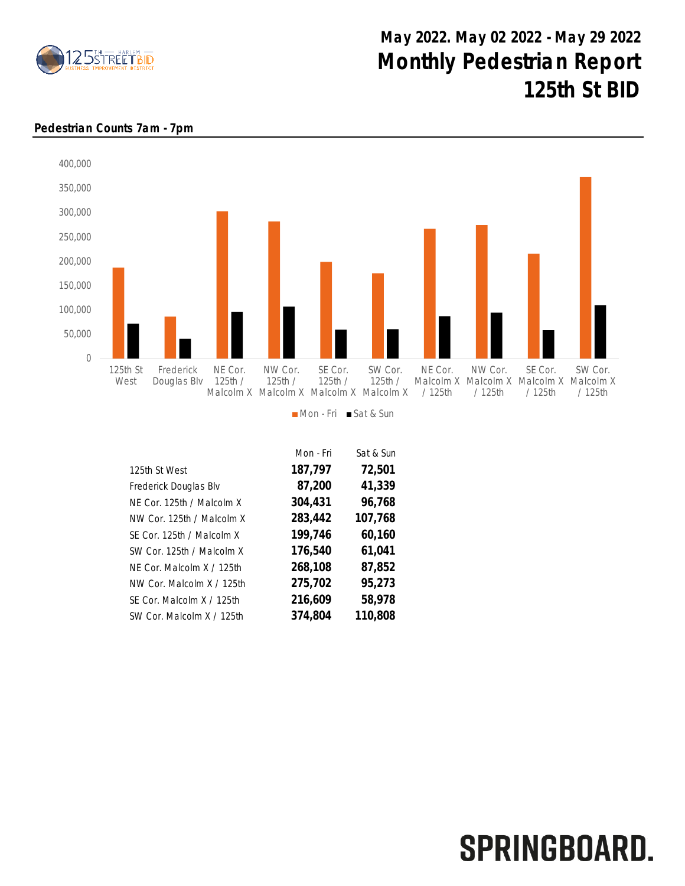# May 2022. May 02 2022 - May 29 2022

# Monthly Pedestrian Report 125th St BID

## Pedestrian Counts 7am - 7pm

| | Mon - Fri | Sat & Sun |
|---|---|---|
| 125th St West | **187,797** | **72,501** |
| Frederick Douglas Blv | **87,200** | **41,339** |
| NE Cor. 125th / Malcolm X | **304,431** | **96,768** |
| NW Cor. 125th / Malcolm X | **283,442** | **107,768** |
| SE Cor. 125th / Malcolm X | **199,746** | **60,160** |
| SW Cor. 125th / Malcolm X | **176,540** | **61,041** |
| NE Cor. Malcolm X / 125th | **268,108** | **87,852** |
| NW Cor. Malcolm X / 125th | **275,702** | **95,273** |
| SE Cor. Malcolm X / 125th | **216,609** | **58,978** |
| SW Cor. Malcolm X / 125th | **374,804** | **110,808** |

SPRINGBOARD.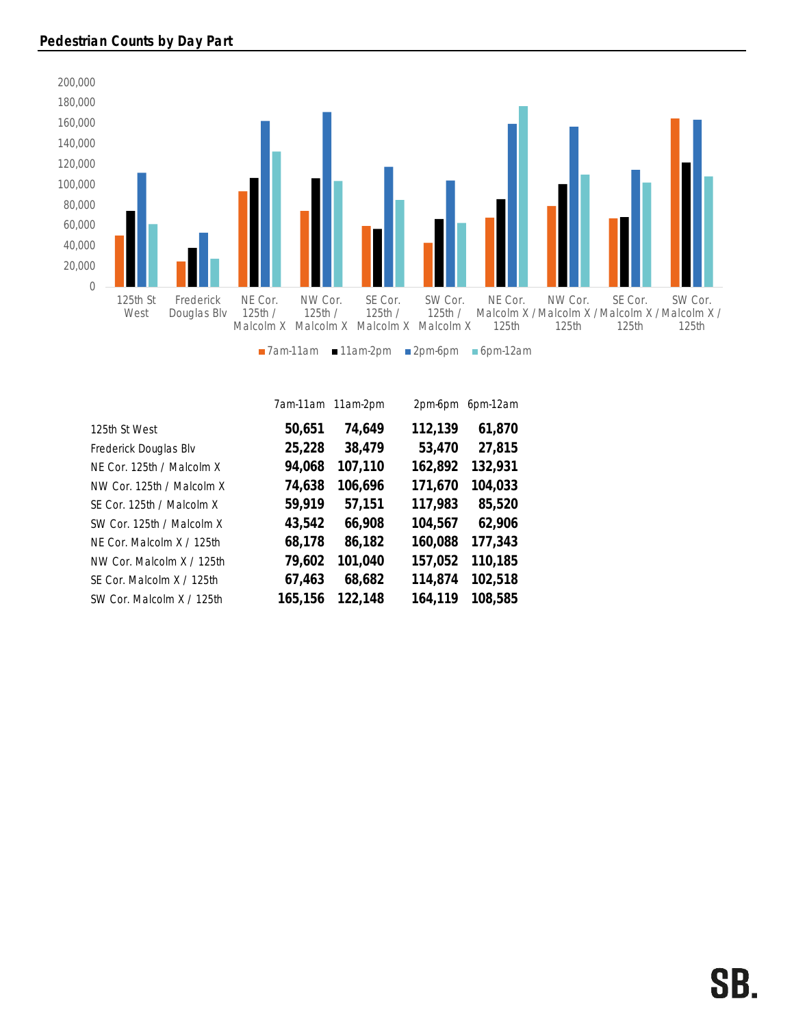**Pedestrian Counts by Day Part**

| | 7am-11am | 11am-2pm | 2pm-6pm | 6pm-12am |
|---|---|---|---|---|
| 125th St West | **50,651** | **74,649** | **112,139** | **61,870** |
| Frederick Douglas Blv | **25,228** | **38,479** | **53,470** | **27,815** |
| NE Cor. 125th / Malcolm X | **94,068** | **107,110** | **162,892** | **132,931** |
| NW Cor. 125th / Malcolm X | **74,638** | **106,696** | **171,670** | **104,033** |
| SE Cor. 125th / Malcolm X | **59,919** | **57,151** | **117,983** | **85,520** |
| SW Cor. 125th / Malcolm X | **43,542** | **66,908** | **104,567** | **62,906** |
| NE Cor. Malcolm X / 125th | **68,178** | **86,182** | **160,088** | **177,343** |
| NW Cor. Malcolm X / 125th | **79,602** | **101,040** | **157,052** | **110,185** |
| SE Cor. Malcolm X / 125th | **67,463** | **68,682** | **114,874** | **102,518** |
| SW Cor. Malcolm X / 125th | **165,156** | **122,148** | **164,119** | **108,585** |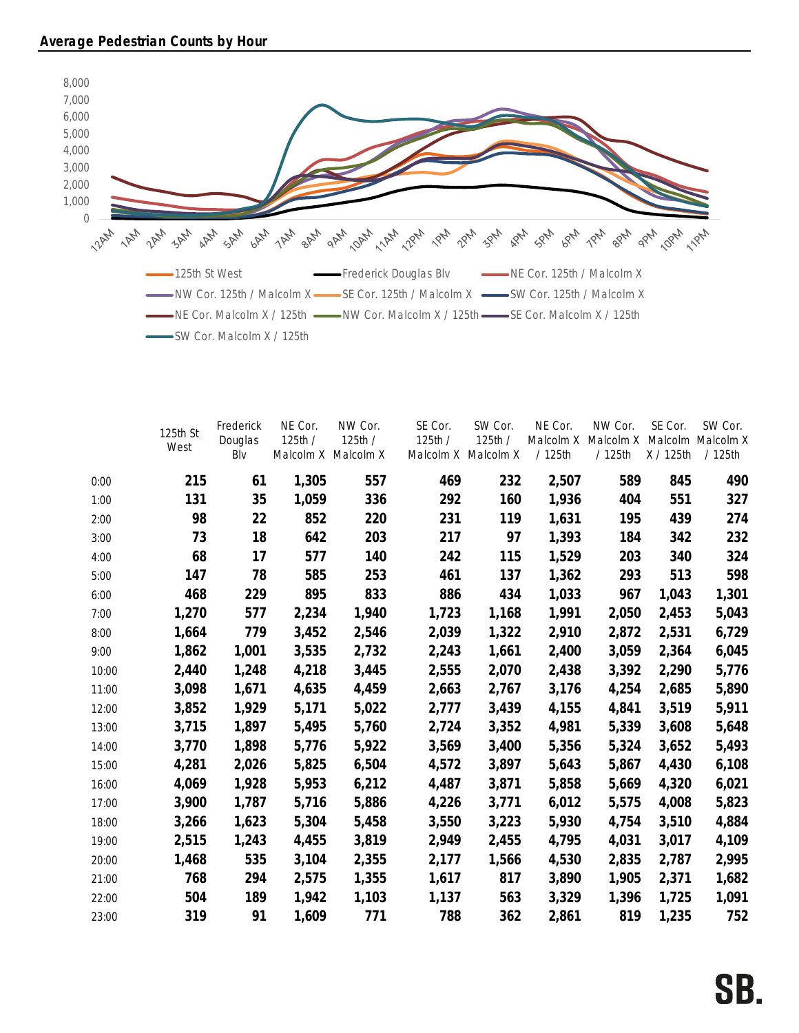**Average Pedestrian Counts by Hour**

| | 125th St West | Frederick Douglas Blv | NE Cor. 125th / Malcolm X | NW Cor. 125th / Malcolm X | SE Cor. 125th / Malcolm X | SW Cor. 125th / Malcolm X | NE Cor. Malcolm X / 125th | NW Cor. Malcolm X / 125th | SE Cor. Malcolm X / 125th | SW Cor. Malcolm X / 125th |
|---|---|---|---|---|---|---|---|---|---|---|
| 0:00 | 215 | 61 | 1,305 | 557 | 469 | 232 | 2,507 | 589 | 845 | 490 |
| 1:00 | 131 | 35 | 1,059 | 336 | 292 | 160 | 1,936 | 404 | 551 | 327 |
| 2:00 | 98 | 22 | 852 | 220 | 231 | 119 | 1,631 | 195 | 439 | 274 |
| 3:00 | 73 | 18 | 642 | 203 | 217 | 97 | 1,393 | 184 | 342 | 232 |
| 4:00 | 68 | 17 | 577 | 140 | 242 | 115 | 1,529 | 203 | 340 | 324 |
| 5:00 | 147 | 78 | 585 | 253 | 461 | 137 | 1,362 | 293 | 513 | 598 |
| 6:00 | 468 | 229 | 895 | 833 | 886 | 434 | 1,033 | 967 | 1,043 | 1,301 |
| 7:00 | 1,270 | 577 | 2,234 | 1,940 | 1,723 | 1,168 | 1,991 | 2,050 | 2,453 | 5,043 |
| 8:00 | 1,664 | 779 | 3,452 | 2,546 | 2,039 | 1,322 | 2,910 | 2,872 | 2,531 | 6,729 |
| 9:00 | 1,862 | 1,001 | 3,535 | 2,732 | 2,243 | 1,661 | 2,400 | 3,059 | 2,364 | 6,045 |
| 10:00 | 2,440 | 1,248 | 4,218 | 3,445 | 2,555 | 2,070 | 2,438 | 3,392 | 2,290 | 5,776 |
| 11:00 | 3,098 | 1,671 | 4,635 | 4,459 | 2,663 | 2,767 | 3,176 | 4,254 | 2,685 | 5,890 |
| 12:00 | 3,852 | 1,929 | 5,171 | 5,022 | 2,777 | 3,439 | 4,155 | 4,841 | 3,519 | 5,911 |
| 13:00 | 3,715 | 1,897 | 5,495 | 5,760 | 2,724 | 3,352 | 4,981 | 5,339 | 3,608 | 5,648 |
| 14:00 | 3,770 | 1,898 | 5,776 | 5,922 | 3,569 | 3,400 | 5,356 | 5,324 | 3,652 | 5,493 |
| 15:00 | 4,281 | 2,026 | 5,825 | 6,504 | 4,572 | 3,897 | 5,643 | 5,867 | 4,430 | 6,108 |
| 16:00 | 4,069 | 1,928 | 5,953 | 6,212 | 4,487 | 3,871 | 5,858 | 5,669 | 4,320 | 6,021 |
| 17:00 | 3,900 | 1,787 | 5,716 | 5,886 | 4,226 | 3,771 | 6,012 | 5,575 | 4,008 | 5,823 |
| 18:00 | 3,266 | 1,623 | 5,304 | 5,458 | 3,550 | 3,223 | 5,930 | 4,754 | 3,510 | 4,884 |
| 19:00 | 2,515 | 1,243 | 4,455 | 3,819 | 2,949 | 2,455 | 4,795 | 4,031 | 3,017 | 4,109 |
| 20:00 | 1,468 | 535 | 3,104 | 2,355 | 2,177 | 1,566 | 4,530 | 2,835 | 2,787 | 2,995 |
| 21:00 | 768 | 294 | 2,575 | 1,355 | 1,617 | 817 | 3,890 | 1,905 | 2,371 | 1,682 |
| 22:00 | 504 | 189 | 1,942 | 1,103 | 1,137 | 563 | 3,329 | 1,396 | 1,725 | 1,091 |
| 23:00 | 319 | 91 | 1,609 | 771 | 788 | 362 | 2,861 | 819 | 1,235 | 752 |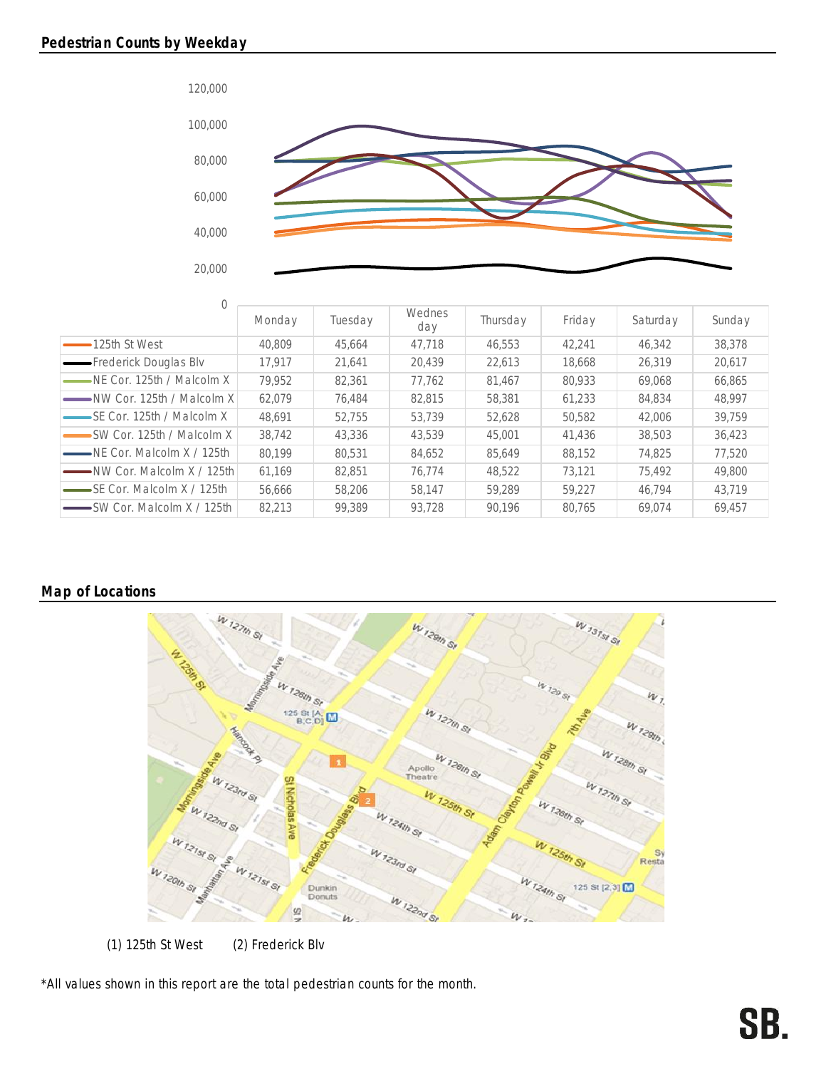## Pedestrian Counts by Weekday

120,000
100,000
80,000
60,000
40,000
20,000
0

| | Monday | Tuesday | Wednes day | Thursday | Friday | Saturday | Sunday |
|---|---|---|---|---|---|---|---|
| 125th St West | 40,809 | 45,664 | 47,718 | 46,553 | 42,241 | 46,342 | 38,378 |
| Frederick Douglas Blv | 17,917 | 21,641 | 20,439 | 22,613 | 18,668 | 26,319 | 20,617 |
| NE Cor. 125th / Malcolm X | 79,952 | 82,361 | 77,762 | 81,467 | 80,933 | 69,068 | 66,865 |
| NW Cor. 125th / Malcolm X | 62,079 | 76,484 | 82,815 | 58,381 | 61,233 | 84,834 | 48,997 |
| SE Cor. 125th / Malcolm X | 48,691 | 52,755 | 53,739 | 52,628 | 50,582 | 42,006 | 39,759 |
| SW Cor. 125th / Malcolm X | 38,742 | 43,336 | 43,539 | 45,001 | 41,436 | 38,503 | 36,423 |
| NE Cor. Malcolm X / 125th | 80,199 | 80,531 | 84,652 | 85,649 | 88,152 | 74,825 | 77,520 |
| NW Cor. Malcolm X / 125th | 61,169 | 82,851 | 76,774 | 48,522 | 73,121 | 75,492 | 49,800 |
| SE Cor. Malcolm X / 125th | 56,666 | 58,206 | 58,147 | 59,289 | 59,227 | 46,794 | 43,719 |
| SW Cor. Malcolm X / 125th | 82,213 | 99,389 | 93,728 | 90,196 | 80,765 | 69,074 | 69,457 |

## Map of Locations

(1) 125th St West (2) Frederick Blv

*All values shown in this report are the total pedestrian counts for the month.